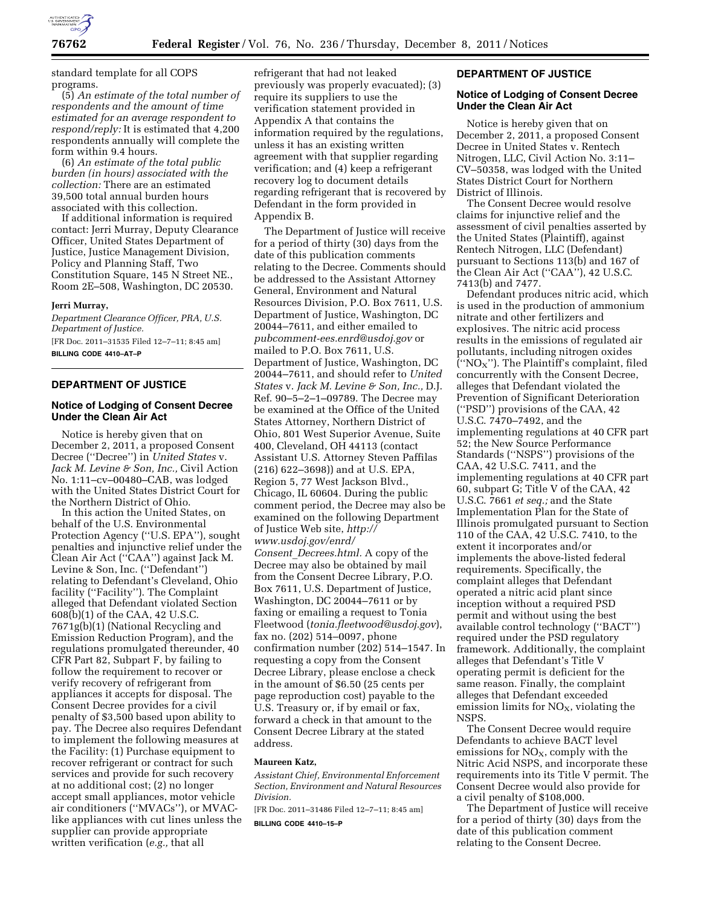standard template for all COPS programs.

(5) *An estimate of the total number of respondents and the amount of time estimated for an average respondent to respond/reply:* It is estimated that 4,200 respondents annually will complete the form within 9.4 hours.

(6) *An estimate of the total public burden (in hours) associated with the collection:* There are an estimated 39,500 total annual burden hours associated with this collection.

If additional information is required contact: Jerri Murray, Deputy Clearance Officer, United States Department of Justice, Justice Management Division, Policy and Planning Staff, Two Constitution Square, 145 N Street NE., Room 2E–508, Washington, DC 20530.

**Jerri Murray,**

*Department Clearance Officer, PRA, U.S. Department of Justice.*

[FR Doc. 2011–31535 Filed 12–7–11; 8:45 am]

**BILLING CODE 4410–AT–P**

## DEPARTMENT OF JUSTICE

### Notice of Lodging of Consent Decree Under the Clean Air Act

Notice is hereby given that on December 2, 2011, a proposed Consent Decree (''Decree'') in *United States* v. *Jack M. Levine & Son, Inc.,* Civil Action No. 1:11–cv–00480–CAB, was lodged with the United States District Court for the Northern District of Ohio.

In this action the United States, on behalf of the U.S. Environmental Protection Agency (''U.S. EPA''), sought penalties and injunctive relief under the Clean Air Act (''CAA'') against Jack M. Levine & Son, Inc. (''Defendant'') relating to Defendant's Cleveland, Ohio facility (''Facility''). The Complaint alleged that Defendant violated Section 608(b)(1) of the CAA, 42 U.S.C. 7671g(b)(1) (National Recycling and Emission Reduction Program), and the regulations promulgated thereunder, 40 CFR Part 82, Subpart F, by failing to follow the requirement to recover or verify recovery of refrigerant from appliances it accepts for disposal. The Consent Decree provides for a civil penalty of $3,500 based upon ability to pay. The Decree also requires Defendant to implement the following measures at the Facility: (1) Purchase equipment to recover refrigerant or contract for such services and provide for such recovery at no additional cost; (2) no longer accept small appliances, motor vehicle air conditioners (''MVACs''), or MVAC-like appliances with cut lines unless the supplier can provide appropriate written verification (*e.g.,* that all refrigerant that had not leaked previously was properly evacuated); (3) require its suppliers to use the verification statement provided in Appendix A that contains the information required by the regulations, unless it has an existing written agreement with that supplier regarding verification; and (4) keep a refrigerant recovery log to document details regarding refrigerant that is recovered by Defendant in the form provided in Appendix B.

The Department of Justice will receive for a period of thirty (30) days from the date of this publication comments relating to the Decree. Comments should be addressed to the Assistant Attorney General, Environment and Natural Resources Division, P.O. Box 7611, U.S. Department of Justice, Washington, DC 20044–7611, and either emailed to *pubcomment-ees.enrd@usdoj.gov* or mailed to P.O. Box 7611, U.S. Department of Justice, Washington, DC 20044–7611, and should refer to *United States* v. *Jack M. Levine & Son, Inc.,* D.J. Ref. 90–5–2–1–09789. The Decree may be examined at the Office of the United States Attorney, Northern District of Ohio, 801 West Superior Avenue, Suite 400, Cleveland, OH 44113 (contact Assistant U.S. Attorney Steven Paffilas (216) 622–3698)) and at U.S. EPA, Region 5, 77 West Jackson Blvd., Chicago, IL 60604. During the public comment period, the Decree may also be examined on the following Department of Justice Web site, *http://www.usdoj.gov/enrd/Consent_Decrees.html.* A copy of the Decree may also be obtained by mail from the Consent Decree Library, P.O. Box 7611, U.S. Department of Justice, Washington, DC 20044–7611 or by faxing or emailing a request to Tonia Fleetwood (*tonia.fleetwood@usdoj.gov*), fax no. (202) 514–0097, phone confirmation number (202) 514–1547. In requesting a copy from the Consent Decree Library, please enclose a check in the amount of $6.50 (25 cents per page reproduction cost) payable to the U.S. Treasury or, if by email or fax, forward a check in that amount to the Consent Decree Library at the stated address.

**Maureen Katz,**

*Assistant Chief, Environmental Enforcement Section, Environment and Natural Resources Division.*

[FR Doc. 2011–31486 Filed 12–7–11; 8:45 am]

**BILLING CODE 4410–15–P**

## DEPARTMENT OF JUSTICE

### Notice of Lodging of Consent Decree Under the Clean Air Act

Notice is hereby given that on December 2, 2011, a proposed Consent Decree in United States v. Rentech Nitrogen, LLC, Civil Action No. 3:11–CV–50358, was lodged with the United States District Court for Northern District of Illinois.

The Consent Decree would resolve claims for injunctive relief and the assessment of civil penalties asserted by the United States (Plaintiff), against Rentech Nitrogen, LLC (Defendant) pursuant to Sections 113(b) and 167 of the Clean Air Act (''CAA''), 42 U.S.C. 7413(b) and 7477.

Defendant produces nitric acid, which is used in the production of ammonium nitrate and other fertilizers and explosives. The nitric acid process results in the emissions of regulated air pollutants, including nitrogen oxides (''$NO_X$''). The Plaintiff's complaint, filed concurrently with the Consent Decree, alleges that Defendant violated the Prevention of Significant Deterioration (''PSD'') provisions of the CAA, 42 U.S.C. 7470–7492, and the implementing regulations at 40 CFR part 52; the New Source Performance Standards (''NSPS'') provisions of the CAA, 42 U.S.C. 7411, and the implementing regulations at 40 CFR part 60, subpart G; Title V of the CAA, 42 U.S.C. 7661 *et seq.;* and the State Implementation Plan for the State of Illinois promulgated pursuant to Section 110 of the CAA, 42 U.S.C. 7410, to the extent it incorporates and/or implements the above-listed federal requirements. Specifically, the complaint alleges that Defendant operated a nitric acid plant since inception without a required PSD permit and without using the best available control technology (''BACT'') required under the PSD regulatory framework. Additionally, the complaint alleges that Defendant's Title V operating permit is deficient for the same reason. Finally, the complaint alleges that Defendant exceeded emission limits for $NO_X$, violating the NSPS.

The Consent Decree would require Defendants to achieve BACT level emissions for $NO_X$, comply with the Nitric Acid NSPS, and incorporate these requirements into its Title V permit. The Consent Decree would also provide for a civil penalty of $108,000.

The Department of Justice will receive for a period of thirty (30) days from the date of this publication comment relating to the Consent Decree.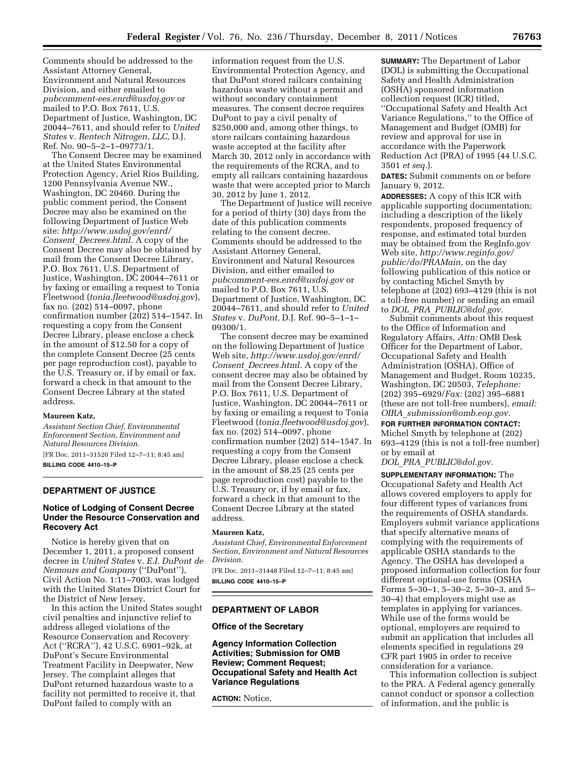Comments should be addressed to the Assistant Attorney General, Environment and Natural Resources Division, and either emailed to *pubcomment-ees.enrd@usdoj.gov* or mailed to P.O. Box 7611, U.S. Department of Justice, Washington, DC 20044–7611, and should refer to *United States* v. *Rentech Nitrogen, LLC,* D.J. Ref. No. 90–5–2–1–09773/1.

The Consent Decree may be examined at the United States Environmental Protection Agency, Ariel Rios Building, 1200 Pennsylvania Avenue NW., Washington, DC 20460. During the public comment period, the Consent Decree may also be examined on the following Department of Justice Web site: *http://www.usdoj.gov/enrd/Consent_Decrees.html.* A copy of the Consent Decree may also be obtained by mail from the Consent Decree Library, P.O. Box 7611, U.S. Department of Justice, Washington, DC 20044–7611 or by faxing or emailing a request to Tonia Fleetwood (*tonia.fleetwood@usdoj.gov*), fax no. (202) 514–0097, phone confirmation number (202) 514–1547. In requesting a copy from the Consent Decree Library, please enclose a check in the amount of $12.50 for a copy of the complete Consent Decree (25 cents per page reproduction cost), payable to the U.S. Treasury or, if by email or fax, forward a check in that amount to the Consent Decree Library at the stated address.

**Maureen Katz,**

*Assistant Section Chief, Environmental Enforcement Section, Environment and Natural Resources Division.*

[FR Doc. 2011–31520 Filed 12–7–11; 8:45 am]

**BILLING CODE 4410–15–P**

## DEPARTMENT OF JUSTICE

### Notice of Lodging of Consent Decree Under the Resource Conservation and Recovery Act

Notice is hereby given that on December 1, 2011, a proposed consent decree in *United States* v. *E.I. DuPont de Nemours and Company* (''DuPont''), Civil Action No. 1:11–7003, was lodged with the United States District Court for the District of New Jersey.

In this action the United States sought civil penalties and injunctive relief to address alleged violations of the Resource Conservation and Recovery Act (''RCRA''), 42 U.S.C. 6901–92k, at DuPont's Secure Environmental Treatment Facility in Deepwater, New Jersey. The complaint alleges that DuPont returned hazardous waste to a facility not permitted to receive it, that DuPont failed to comply with an information request from the U.S. Environmental Protection Agency, and that DuPont stored railcars containing hazardous waste without a permit and without secondary containment measures. The consent decree requires DuPont to pay a civil penalty of $250,000 and, among other things, to store railcars containing hazardous waste accepted at the facility after March 30, 2012 only in accordance with the requirements of the RCRA, and to empty all railcars containing hazardous waste that were accepted prior to March 30, 2012 by June 1, 2012.

The Department of Justice will receive for a period of thirty (30) days from the date of this publication comments relating to the consent decree. Comments should be addressed to the Assistant Attorney General, Environment and Natural Resources Division, and either emailed to *pubcomment-ees.enrd@usdoj.gov* or mailed to P.O. Box 7611, U.S. Department of Justice, Washington, DC 20044–7611, and should refer to *United States* v. *DuPont,* D.J. Ref. 90–5–1–1–09300/1.

The consent decree may be examined on the following Department of Justice Web site, *http://www.usdoj.gov/enrd/Consent_Decrees.html.* A copy of the consent decree may also be obtained by mail from the Consent Decree Library, P.O. Box 7611, U.S. Department of Justice, Washington, DC 20044–7611 or by faxing or emailing a request to Tonia Fleetwood (*tonia.fleetwood@usdoj.gov*), fax no. (202) 514–0097, phone confirmation number (202) 514–1547. In requesting a copy from the Consent Decree Library, please enclose a check in the amount of $8.25 (25 cents per page reproduction cost) payable to the U.S. Treasury or, if by email or fax, forward a check in that amount to the Consent Decree Library at the stated address.

**Maureen Katz,**

*Assistant Chief, Environmental Enforcement Section, Environment and Natural Resources Division.*

[FR Doc. 2011–31448 Filed 12–7–11; 8:45 am]

**BILLING CODE 4410–15–P**

## DEPARTMENT OF LABOR

### Office of the Secretary

### Agency Information Collection Activities; Submission for OMB Review; Comment Request; Occupational Safety and Health Act Variance Regulations

**ACTION:** Notice.

**SUMMARY:** The Department of Labor (DOL) is submitting the Occupational Safety and Health Administration (OSHA) sponsored information collection request (ICR) titled, ''Occupational Safety and Health Act Variance Regulations,'' to the Office of Management and Budget (OMB) for review and approval for use in accordance with the Paperwork Reduction Act (PRA) of 1995 (44 U.S.C. 3501 *et seq.*).

**DATES:** Submit comments on or before January 9, 2012.

**ADDRESSES:** A copy of this ICR with applicable supporting documentation; including a description of the likely respondents, proposed frequency of response, and estimated total burden may be obtained from the RegInfo.gov Web site, *http://www.reginfo.gov/public/do/PRAMain,* on the day following publication of this notice or by contacting Michel Smyth by telephone at (202) 693–4129 (this is not a toll-free number) or sending an email to *DOL_PRA_PUBLIC@dol.gov.*

Submit comments about this request to the Office of Information and Regulatory Affairs, *Attn:* OMB Desk Officer for the Department of Labor, Occupational Safety and Health Administration (OSHA), Office of Management and Budget, Room 10235, Washington, DC 20503, *Telephone:* (202) 395–6929/*Fax:* (202) 395–6881 (these are not toll-free numbers), *email: OIRA_submission@omb.eop.gov.*

**FOR FURTHER INFORMATION CONTACT:** Michel Smyth by telephone at (202) 693–4129 (this is not a toll-free number) or by email at *DOL_PRA_PUBLIC@dol.gov.*

**SUPPLEMENTARY INFORMATION:** The Occupational Safety and Health Act allows covered employers to apply for four different types of variances from the requirements of OSHA standards. Employers submit variance applications that specify alternative means of complying with the requirements of applicable OSHA standards to the Agency. The OSHA has developed a proposed information collection for four different optional-use forms (OSHA Forms 5–30–1, 5–30–2, 5–30–3, and 5–30–4) that employers might use as templates in applying for variances. While use of the forms would be optional, employers are required to submit an application that includes all elements specified in regulations 29 CFR part 1905 in order to receive consideration for a variance.

This information collection is subject to the PRA. A Federal agency generally cannot conduct or sponsor a collection of information, and the public is